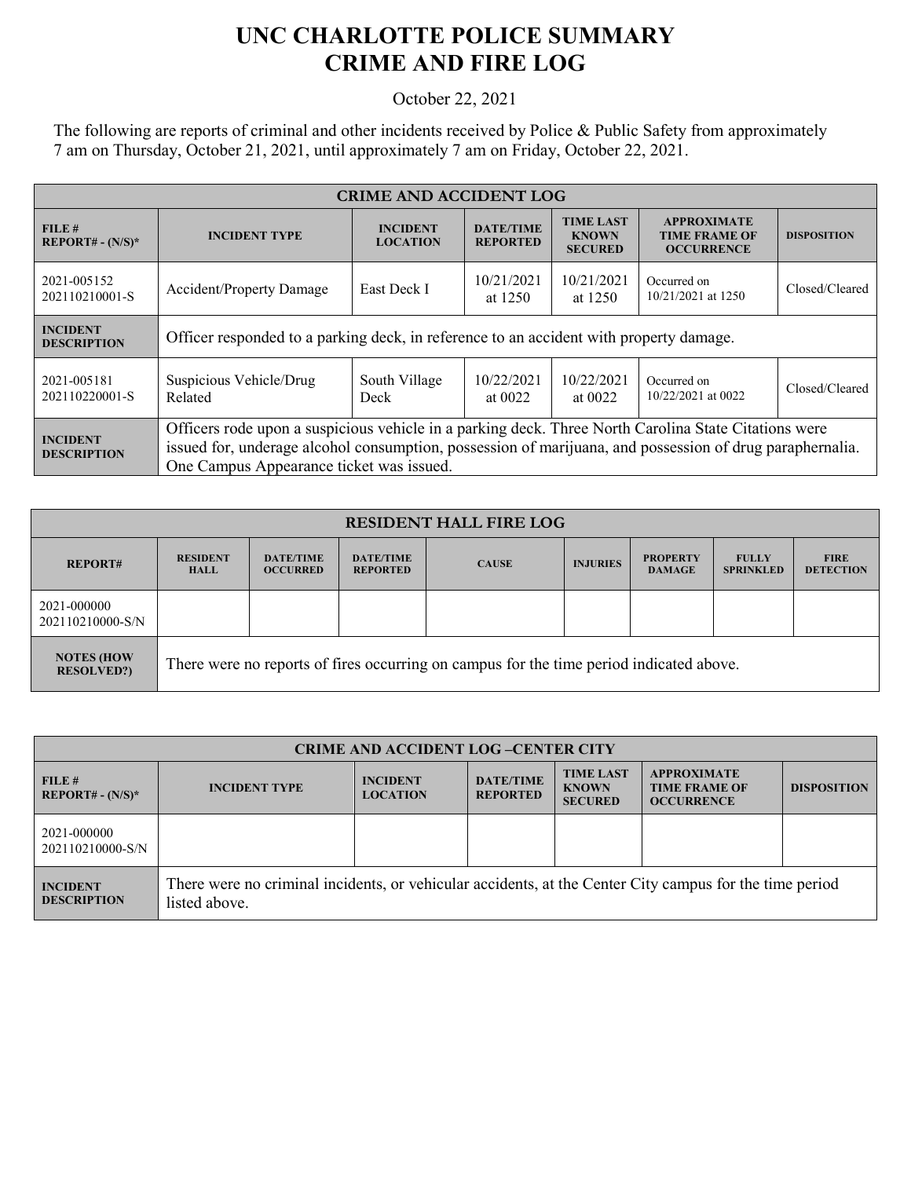# UNC CHARLOTTE POLICE SUMMARY
# CRIME AND FIRE LOG

October 22, 2021

The following are reports of criminal and other incidents received by Police & Public Safety from approximately 7 am on Thursday, October 21, 2021, until approximately 7 am on Friday, October 22, 2021.

| CRIME AND ACCIDENT LOG | | | | | | |
|---|---|---|---|---|---|---|
| **FILE # REPORT# - (N/S)*** | **INCIDENT TYPE** | **INCIDENT LOCATION** | **DATE/TIME REPORTED** | **TIME LAST KNOWN SECURED** | **APPROXIMATE TIME FRAME OF OCCURRENCE** | **DISPOSITION** |
| 2021-005152 202110210001-S | Accident/Property Damage | East Deck I | 10/21/2021 at 1250 | 10/21/2021 at 1250 | Occurred on 10/21/2021 at 1250 | Closed/Cleared |
| **INCIDENT DESCRIPTION** | Officer responded to a parking deck, in reference to an accident with property damage. | | | | | |
| 2021-005181 202110220001-S | Suspicious Vehicle/Drug Related | South Village Deck | 10/22/2021 at 0022 | 10/22/2021 at 0022 | Occurred on 10/22/2021 at 0022 | Closed/Cleared |
| **INCIDENT DESCRIPTION** | Officers rode upon a suspicious vehicle in a parking deck. Three North Carolina State Citations were issued for, underage alcohol consumption, possession of marijuana, and possession of drug paraphernalia. One Campus Appearance ticket was issued. | | | | | |

| RESIDENT HALL FIRE LOG | | | | | | | | |
|---|---|---|---|---|---|---|---|---|
| **REPORT#** | **RESIDENT HALL** | **DATE/TIME OCCURRED** | **DATE/TIME REPORTED** | **CAUSE** | **INJURIES** | **PROPERTY DAMAGE** | **FULLY SPRINKLED** | **FIRE DETECTION** |
| 2021-000000 202110210000-S/N | | | | | | | | |
| **NOTES (HOW RESOLVED?)** | There were no reports of fires occurring on campus for the time period indicated above. | | | | | | | |

| CRIME AND ACCIDENT LOG –CENTER CITY | | | | | | |
|---|---|---|---|---|---|---|
| **FILE # REPORT# - (N/S)*** | **INCIDENT TYPE** | **INCIDENT LOCATION** | **DATE/TIME REPORTED** | **TIME LAST KNOWN SECURED** | **APPROXIMATE TIME FRAME OF OCCURRENCE** | **DISPOSITION** |
| 2021-000000 202110210000-S/N | | | | | | |
| **INCIDENT DESCRIPTION** | There were no criminal incidents, or vehicular accidents, at the Center City campus for the time period listed above. | | | | | |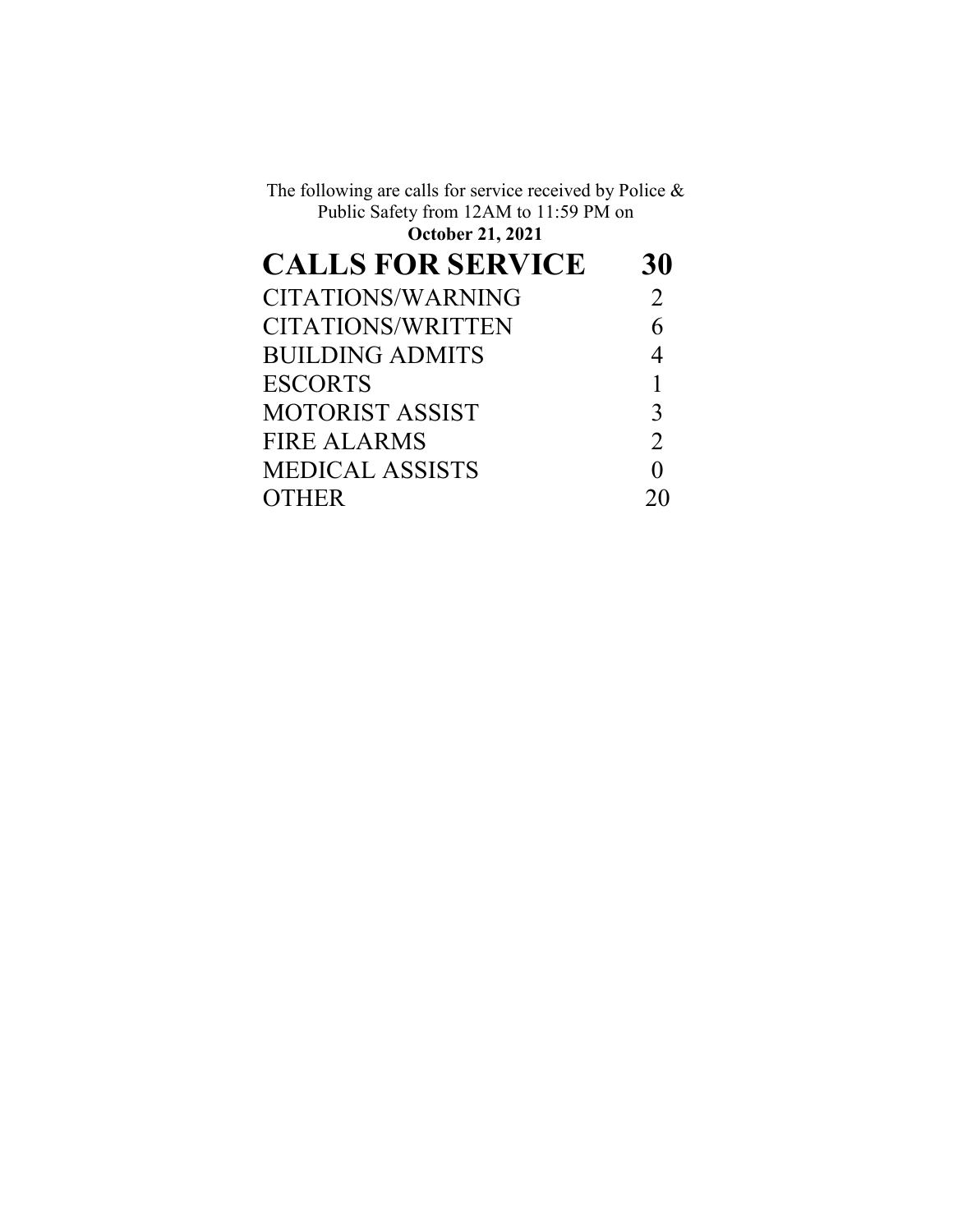The following are calls for service received by Police & Public Safety from 12AM to 11:59 PM on

**October 21, 2021**

| | |
|---|---|
| **CALLS FOR SERVICE** | **30** |
| CITATIONS/WARNING | 2 |
| CITATIONS/WRITTEN | 6 |
| BUILDING ADMITS | 4 |
| ESCORTS | 1 |
| MOTORIST ASSIST | 3 |
| FIRE ALARMS | 2 |
| MEDICAL ASSISTS | 0 |
| OTHER | 20 |